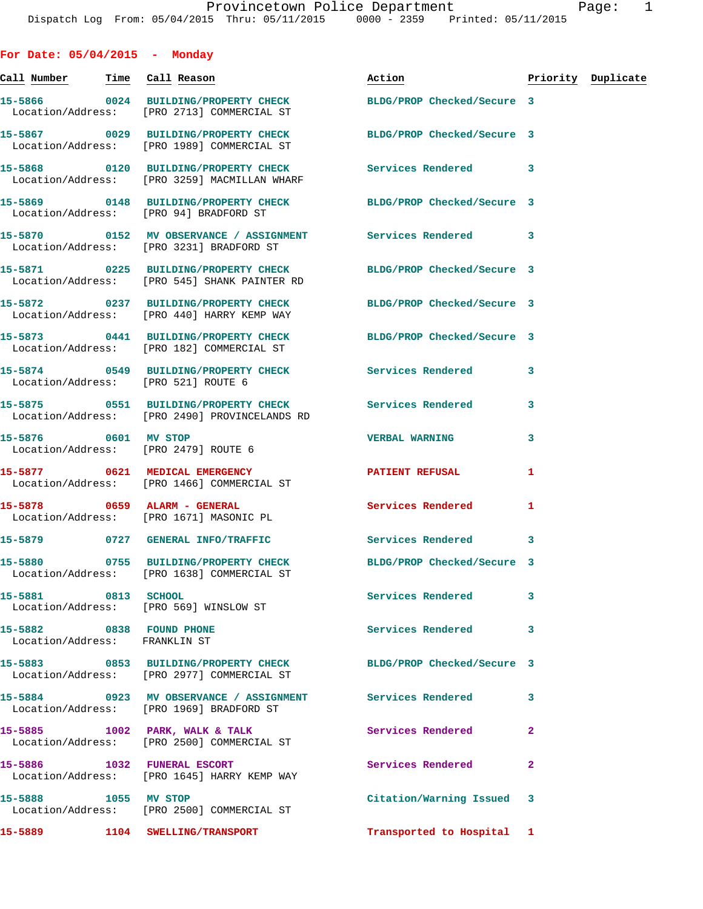Provincetown Police Department
Dispatch Log From: 05/04/2015 Thru: 05/11/2015 0000 - 2359 Printed: 05/11/2015

## For Date: 05/04/2015 - Monday

| Call Number | Time | Call Reason | Action | Priority | Duplicate |
|---|---|---|---|---|---|
| 15-5866 | 0024 | BUILDING/PROPERTY CHECK | BLDG/PROP Checked/Secure | 3 | |
| Location/Address: | | [PRO 2713] COMMERCIAL ST | | | |
| 15-5867 | 0029 | BUILDING/PROPERTY CHECK | BLDG/PROP Checked/Secure | 3 | |
| Location/Address: | | [PRO 1989] COMMERCIAL ST | | | |
| 15-5868 | 0120 | BUILDING/PROPERTY CHECK | Services Rendered | 3 | |
| Location/Address: | | [PRO 3259] MACMILLAN WHARF | | | |
| 15-5869 | 0148 | BUILDING/PROPERTY CHECK | BLDG/PROP Checked/Secure | 3 | |
| Location/Address: | | [PRO 94] BRADFORD ST | | | |
| 15-5870 | 0152 | MV OBSERVANCE / ASSIGNMENT | Services Rendered | 3 | |
| Location/Address: | | [PRO 3231] BRADFORD ST | | | |
| 15-5871 | 0225 | BUILDING/PROPERTY CHECK | BLDG/PROP Checked/Secure | 3 | |
| Location/Address: | | [PRO 545] SHANK PAINTER RD | | | |
| 15-5872 | 0237 | BUILDING/PROPERTY CHECK | BLDG/PROP Checked/Secure | 3 | |
| Location/Address: | | [PRO 440] HARRY KEMP WAY | | | |
| 15-5873 | 0441 | BUILDING/PROPERTY CHECK | BLDG/PROP Checked/Secure | 3 | |
| Location/Address: | | [PRO 182] COMMERCIAL ST | | | |
| 15-5874 | 0549 | BUILDING/PROPERTY CHECK | Services Rendered | 3 | |
| Location/Address: | | [PRO 521] ROUTE 6 | | | |
| 15-5875 | 0551 | BUILDING/PROPERTY CHECK | Services Rendered | 3 | |
| Location/Address: | | [PRO 2490] PROVINCELANDS RD | | | |
| 15-5876 | 0601 | MV STOP | VERBAL WARNING | 3 | |
| Location/Address: | | [PRO 2479] ROUTE 6 | | | |
| 15-5877 | 0621 | MEDICAL EMERGENCY | PATIENT REFUSAL | 1 | |
| Location/Address: | | [PRO 1466] COMMERCIAL ST | | | |
| 15-5878 | 0659 | ALARM - GENERAL | Services Rendered | 1 | |
| Location/Address: | | [PRO 1671] MASONIC PL | | | |
| 15-5879 | 0727 | GENERAL INFO/TRAFFIC | Services Rendered | 3 | |
| 15-5880 | 0755 | BUILDING/PROPERTY CHECK | BLDG/PROP Checked/Secure | 3 | |
| Location/Address: | | [PRO 1638] COMMERCIAL ST | | | |
| 15-5881 | 0813 | SCHOOL | Services Rendered | 3 | |
| Location/Address: | | [PRO 569] WINSLOW ST | | | |
| 15-5882 | 0838 | FOUND PHONE | Services Rendered | 3 | |
| Location/Address: | | FRANKLIN ST | | | |
| 15-5883 | 0853 | BUILDING/PROPERTY CHECK | BLDG/PROP Checked/Secure | 3 | |
| Location/Address: | | [PRO 2977] COMMERCIAL ST | | | |
| 15-5884 | 0923 | MV OBSERVANCE / ASSIGNMENT | Services Rendered | 3 | |
| Location/Address: | | [PRO 1969] BRADFORD ST | | | |
| 15-5885 | 1002 | PARK, WALK & TALK | Services Rendered | 2 | |
| Location/Address: | | [PRO 2500] COMMERCIAL ST | | | |
| 15-5886 | 1032 | FUNERAL ESCORT | Services Rendered | 2 | |
| Location/Address: | | [PRO 1645] HARRY KEMP WAY | | | |
| 15-5888 | 1055 | MV STOP | Citation/Warning Issued | 3 | |
| Location/Address: | | [PRO 2500] COMMERCIAL ST | | | |
| 15-5889 | 1104 | SWELLING/TRANSPORT | Transported to Hospital | 1 | |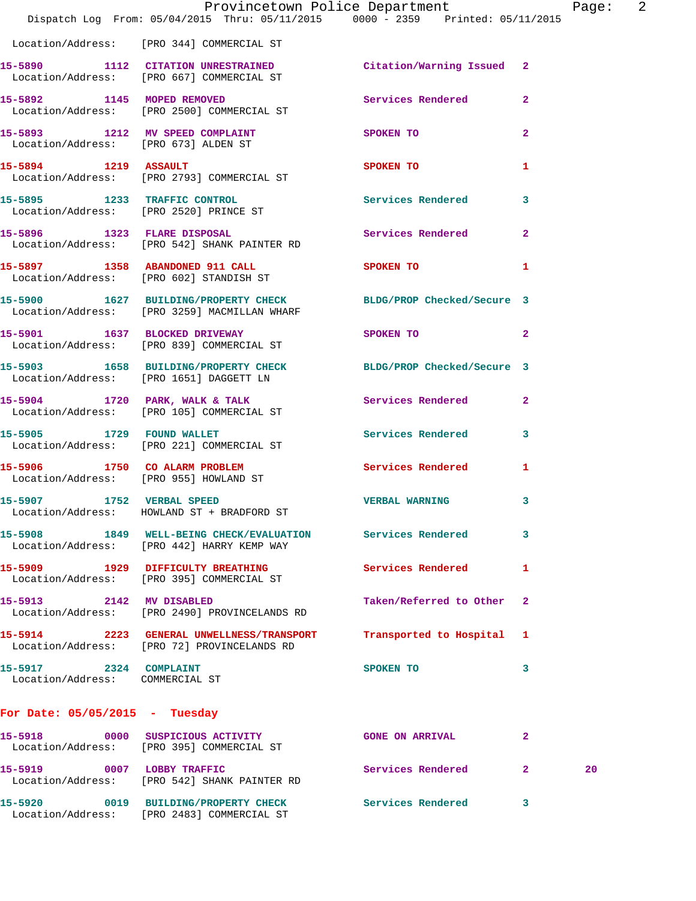Location/Address: [PRO 344] COMMERCIAL ST

**15-5890 1112 CITATION UNRESTRAINED** Citation/Warning Issued 2
Location/Address: [PRO 667] COMMERCIAL ST

**15-5892 1145 MOPED REMOVED** Services Rendered 2
Location/Address: [PRO 2500] COMMERCIAL ST

**15-5893 1212 MV SPEED COMPLAINT** SPOKEN TO 2
Location/Address: [PRO 673] ALDEN ST

**15-5894 1219 ASSAULT** SPOKEN TO 1
Location/Address: [PRO 2793] COMMERCIAL ST

**15-5895 1233 TRAFFIC CONTROL** Services Rendered 3
Location/Address: [PRO 2520] PRINCE ST

**15-5896 1323 FLARE DISPOSAL** Services Rendered 2
Location/Address: [PRO 542] SHANK PAINTER RD

**15-5897 1358 ABANDONED 911 CALL** SPOKEN TO 1
Location/Address: [PRO 602] STANDISH ST

**15-5900 1627 BUILDING/PROPERTY CHECK** BLDG/PROP Checked/Secure 3
Location/Address: [PRO 3259] MACMILLAN WHARF

**15-5901 1637 BLOCKED DRIVEWAY** SPOKEN TO 2
Location/Address: [PRO 839] COMMERCIAL ST

**15-5903 1658 BUILDING/PROPERTY CHECK** BLDG/PROP Checked/Secure 3
Location/Address: [PRO 1651] DAGGETT LN

**15-5904 1720 PARK, WALK & TALK** Services Rendered 2
Location/Address: [PRO 105] COMMERCIAL ST

**15-5905 1729 FOUND WALLET** Services Rendered 3
Location/Address: [PRO 221] COMMERCIAL ST

**15-5906 1750 CO ALARM PROBLEM** Services Rendered 1
Location/Address: [PRO 955] HOWLAND ST

**15-5907 1752 VERBAL SPEED** VERBAL WARNING 3
Location/Address: HOWLAND ST + BRADFORD ST

**15-5908 1849 WELL-BEING CHECK/EVALUATION** Services Rendered 3
Location/Address: [PRO 442] HARRY KEMP WAY

**15-5909 1929 DIFFICULTY BREATHING** Services Rendered 1
Location/Address: [PRO 395] COMMERCIAL ST

**15-5913 2142 MV DISABLED** Taken/Referred to Other 2
Location/Address: [PRO 2490] PROVINCELANDS RD

**15-5914 2223 GENERAL UNWELLNESS/TRANSPORT** Transported to Hospital 1
Location/Address: [PRO 72] PROVINCELANDS RD

**15-5917 2324 COMPLAINT** SPOKEN TO 3
Location/Address: COMMERCIAL ST

## For Date: 05/05/2015 - Tuesday

**15-5918 0000 SUSPICIOUS ACTIVITY** GONE ON ARRIVAL 2
Location/Address: [PRO 395] COMMERCIAL ST

**15-5919 0007 LOBBY TRAFFIC** Services Rendered 2 20
Location/Address: [PRO 542] SHANK PAINTER RD

**15-5920 0019 BUILDING/PROPERTY CHECK** Services Rendered 3
Location/Address: [PRO 2483] COMMERCIAL ST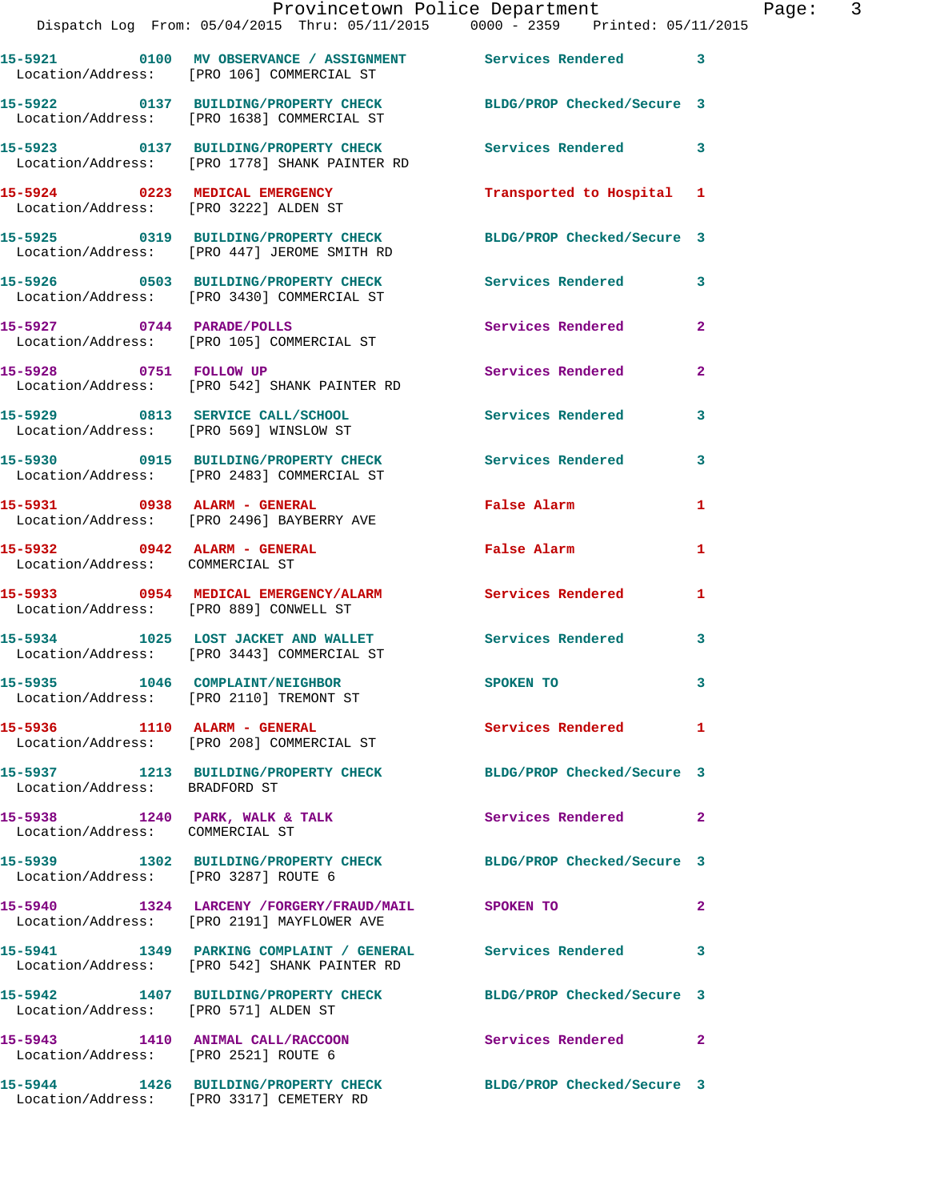| Call Number | Time | Call Reason | Action | Priority |
|---|---|---|---|---|
| 15-5921 | 0100 | MV OBSERVANCE / ASSIGNMENT | Services Rendered | 3 |
| Location/Address: [PRO 106] COMMERCIAL ST | | | | |
| 15-5922 | 0137 | BUILDING/PROPERTY CHECK | BLDG/PROP Checked/Secure | 3 |
| Location/Address: [PRO 1638] COMMERCIAL ST | | | | |
| 15-5923 | 0137 | BUILDING/PROPERTY CHECK | Services Rendered | 3 |
| Location/Address: [PRO 1778] SHANK PAINTER RD | | | | |
| 15-5924 | 0223 | MEDICAL EMERGENCY | Transported to Hospital | 1 |
| Location/Address: [PRO 3222] ALDEN ST | | | | |
| 15-5925 | 0319 | BUILDING/PROPERTY CHECK | BLDG/PROP Checked/Secure | 3 |
| Location/Address: [PRO 447] JEROME SMITH RD | | | | |
| 15-5926 | 0503 | BUILDING/PROPERTY CHECK | Services Rendered | 3 |
| Location/Address: [PRO 3430] COMMERCIAL ST | | | | |
| 15-5927 | 0744 | PARADE/POLLS | Services Rendered | 2 |
| Location/Address: [PRO 105] COMMERCIAL ST | | | | |
| 15-5928 | 0751 | FOLLOW UP | Services Rendered | 2 |
| Location/Address: [PRO 542] SHANK PAINTER RD | | | | |
| 15-5929 | 0813 | SERVICE CALL/SCHOOL | Services Rendered | 3 |
| Location/Address: [PRO 569] WINSLOW ST | | | | |
| 15-5930 | 0915 | BUILDING/PROPERTY CHECK | Services Rendered | 3 |
| Location/Address: [PRO 2483] COMMERCIAL ST | | | | |
| 15-5931 | 0938 | ALARM - GENERAL | False Alarm | 1 |
| Location/Address: [PRO 2496] BAYBERRY AVE | | | | |
| 15-5932 | 0942 | ALARM - GENERAL | False Alarm | 1 |
| Location/Address: COMMERCIAL ST | | | | |
| 15-5933 | 0954 | MEDICAL EMERGENCY/ALARM | Services Rendered | 1 |
| Location/Address: [PRO 889] CONWELL ST | | | | |
| 15-5934 | 1025 | LOST JACKET AND WALLET | Services Rendered | 3 |
| Location/Address: [PRO 3443] COMMERCIAL ST | | | | |
| 15-5935 | 1046 | COMPLAINT/NEIGHBOR | SPOKEN TO | 3 |
| Location/Address: [PRO 2110] TREMONT ST | | | | |
| 15-5936 | 1110 | ALARM - GENERAL | Services Rendered | 1 |
| Location/Address: [PRO 208] COMMERCIAL ST | | | | |
| 15-5937 | 1213 | BUILDING/PROPERTY CHECK | BLDG/PROP Checked/Secure | 3 |
| Location/Address: BRADFORD ST | | | | |
| 15-5938 | 1240 | PARK, WALK & TALK | Services Rendered | 2 |
| Location/Address: COMMERCIAL ST | | | | |
| 15-5939 | 1302 | BUILDING/PROPERTY CHECK | BLDG/PROP Checked/Secure | 3 |
| Location/Address: [PRO 3287] ROUTE 6 | | | | |
| 15-5940 | 1324 | LARCENY /FORGERY/FRAUD/MAIL | SPOKEN TO | 2 |
| Location/Address: [PRO 2191] MAYFLOWER AVE | | | | |
| 15-5941 | 1349 | PARKING COMPLAINT / GENERAL | Services Rendered | 3 |
| Location/Address: [PRO 542] SHANK PAINTER RD | | | | |
| 15-5942 | 1407 | BUILDING/PROPERTY CHECK | BLDG/PROP Checked/Secure | 3 |
| Location/Address: [PRO 571] ALDEN ST | | | | |
| 15-5943 | 1410 | ANIMAL CALL/RACCOON | Services Rendered | 2 |
| Location/Address: [PRO 2521] ROUTE 6 | | | | |
| 15-5944 | 1426 | BUILDING/PROPERTY CHECK | BLDG/PROP Checked/Secure | 3 |
| Location/Address: [PRO 3317] CEMETERY RD | | | | |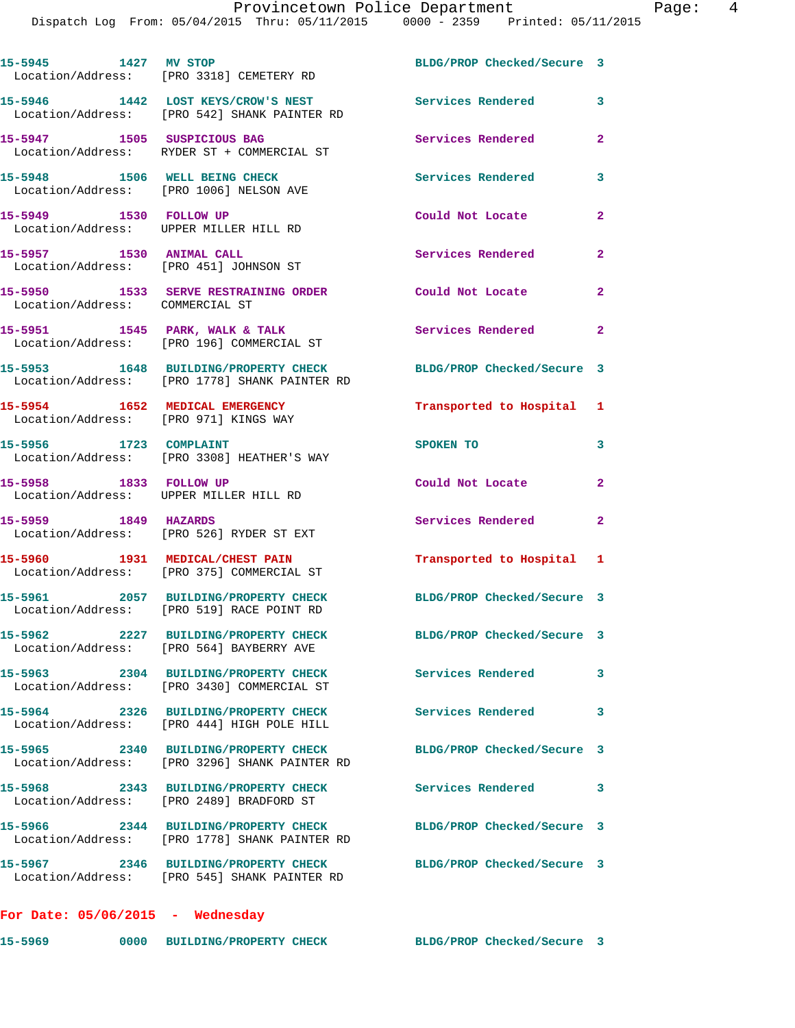15-5945 1427 MV STOP BLDG/PROP Checked/Secure 3
Location/Address: [PRO 3318] CEMETERY RD

15-5946 1442 LOST KEYS/CROW'S NEST Services Rendered 3
Location/Address: [PRO 542] SHANK PAINTER RD

15-5947 1505 SUSPICIOUS BAG Services Rendered 2
Location/Address: RYDER ST + COMMERCIAL ST

15-5948 1506 WELL BEING CHECK Services Rendered 3
Location/Address: [PRO 1006] NELSON AVE

15-5949 1530 FOLLOW UP Could Not Locate 2
Location/Address: UPPER MILLER HILL RD

15-5957 1530 ANIMAL CALL Services Rendered 2
Location/Address: [PRO 451] JOHNSON ST

15-5950 1533 SERVE RESTRAINING ORDER Could Not Locate 2
Location/Address: COMMERCIAL ST

15-5951 1545 PARK, WALK & TALK Services Rendered 2
Location/Address: [PRO 196] COMMERCIAL ST

15-5953 1648 BUILDING/PROPERTY CHECK BLDG/PROP Checked/Secure 3
Location/Address: [PRO 1778] SHANK PAINTER RD

15-5954 1652 MEDICAL EMERGENCY Transported to Hospital 1
Location/Address: [PRO 971] KINGS WAY

15-5956 1723 COMPLAINT SPOKEN TO 3
Location/Address: [PRO 3308] HEATHER'S WAY

15-5958 1833 FOLLOW UP Could Not Locate 2
Location/Address: UPPER MILLER HILL RD

15-5959 1849 HAZARDS Services Rendered 2
Location/Address: [PRO 526] RYDER ST EXT

15-5960 1931 MEDICAL/CHEST PAIN Transported to Hospital 1
Location/Address: [PRO 375] COMMERCIAL ST

15-5961 2057 BUILDING/PROPERTY CHECK BLDG/PROP Checked/Secure 3
Location/Address: [PRO 519] RACE POINT RD

15-5962 2227 BUILDING/PROPERTY CHECK BLDG/PROP Checked/Secure 3
Location/Address: [PRO 564] BAYBERRY AVE

15-5963 2304 BUILDING/PROPERTY CHECK Services Rendered 3
Location/Address: [PRO 3430] COMMERCIAL ST

15-5964 2326 BUILDING/PROPERTY CHECK Services Rendered 3
Location/Address: [PRO 444] HIGH POLE HILL

15-5965 2340 BUILDING/PROPERTY CHECK BLDG/PROP Checked/Secure 3
Location/Address: [PRO 3296] SHANK PAINTER RD

15-5968 2343 BUILDING/PROPERTY CHECK Services Rendered 3
Location/Address: [PRO 2489] BRADFORD ST

15-5966 2344 BUILDING/PROPERTY CHECK BLDG/PROP Checked/Secure 3
Location/Address: [PRO 1778] SHANK PAINTER RD

15-5967 2346 BUILDING/PROPERTY CHECK BLDG/PROP Checked/Secure 3
Location/Address: [PRO 545] SHANK PAINTER RD

**For Date: 05/06/2015 - Wednesday**

15-5969 0000 BUILDING/PROPERTY CHECK BLDG/PROP Checked/Secure 3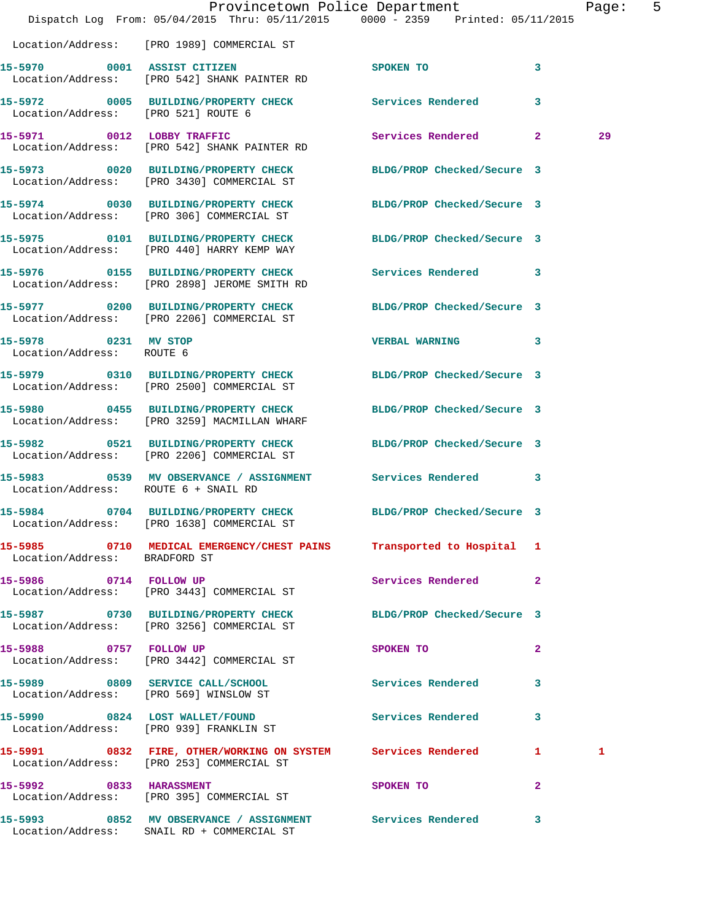Location/Address: [PRO 1989] COMMERCIAL ST

| Call # | Time | Call Type | Disposition | Priority | |
|---|---|---|---|---|---|
| 15-5970 | 0001 | ASSIST CITIZEN | SPOKEN TO | 3 | |
| Location/Address: | | [PRO 542] SHANK PAINTER RD | | | |
| 15-5972 | 0005 | BUILDING/PROPERTY CHECK | Services Rendered | 3 | |
| Location/Address: | | [PRO 521] ROUTE 6 | | | |
| 15-5971 | 0012 | LOBBY TRAFFIC | Services Rendered | 2 | 29 |
| Location/Address: | | [PRO 542] SHANK PAINTER RD | | | |
| 15-5973 | 0020 | BUILDING/PROPERTY CHECK | BLDG/PROP Checked/Secure | 3 | |
| Location/Address: | | [PRO 3430] COMMERCIAL ST | | | |
| 15-5974 | 0030 | BUILDING/PROPERTY CHECK | BLDG/PROP Checked/Secure | 3 | |
| Location/Address: | | [PRO 306] COMMERCIAL ST | | | |
| 15-5975 | 0101 | BUILDING/PROPERTY CHECK | BLDG/PROP Checked/Secure | 3 | |
| Location/Address: | | [PRO 440] HARRY KEMP WAY | | | |
| 15-5976 | 0155 | BUILDING/PROPERTY CHECK | Services Rendered | 3 | |
| Location/Address: | | [PRO 2898] JEROME SMITH RD | | | |
| 15-5977 | 0200 | BUILDING/PROPERTY CHECK | BLDG/PROP Checked/Secure | 3 | |
| Location/Address: | | [PRO 2206] COMMERCIAL ST | | | |
| 15-5978 | 0231 | MV STOP | VERBAL WARNING | 3 | |
| Location/Address: | | ROUTE 6 | | | |
| 15-5979 | 0310 | BUILDING/PROPERTY CHECK | BLDG/PROP Checked/Secure | 3 | |
| Location/Address: | | [PRO 2500] COMMERCIAL ST | | | |
| 15-5980 | 0455 | BUILDING/PROPERTY CHECK | BLDG/PROP Checked/Secure | 3 | |
| Location/Address: | | [PRO 3259] MACMILLAN WHARF | | | |
| 15-5982 | 0521 | BUILDING/PROPERTY CHECK | BLDG/PROP Checked/Secure | 3 | |
| Location/Address: | | [PRO 2206] COMMERCIAL ST | | | |
| 15-5983 | 0539 | MV OBSERVANCE / ASSIGNMENT | Services Rendered | 3 | |
| Location/Address: | | ROUTE 6 + SNAIL RD | | | |
| 15-5984 | 0704 | BUILDING/PROPERTY CHECK | BLDG/PROP Checked/Secure | 3 | |
| Location/Address: | | [PRO 1638] COMMERCIAL ST | | | |
| 15-5985 | 0710 | MEDICAL EMERGENCY/CHEST PAINS | Transported to Hospital | 1 | |
| Location/Address: | | BRADFORD ST | | | |
| 15-5986 | 0714 | FOLLOW UP | Services Rendered | 2 | |
| Location/Address: | | [PRO 3443] COMMERCIAL ST | | | |
| 15-5987 | 0730 | BUILDING/PROPERTY CHECK | BLDG/PROP Checked/Secure | 3 | |
| Location/Address: | | [PRO 3256] COMMERCIAL ST | | | |
| 15-5988 | 0757 | FOLLOW UP | SPOKEN TO | 2 | |
| Location/Address: | | [PRO 3442] COMMERCIAL ST | | | |
| 15-5989 | 0809 | SERVICE CALL/SCHOOL | Services Rendered | 3 | |
| Location/Address: | | [PRO 569] WINSLOW ST | | | |
| 15-5990 | 0824 | LOST WALLET/FOUND | Services Rendered | 3 | |
| Location/Address: | | [PRO 939] FRANKLIN ST | | | |
| 15-5991 | 0832 | FIRE, OTHER/WORKING ON SYSTEM | Services Rendered | 1 | 1 |
| Location/Address: | | [PRO 253] COMMERCIAL ST | | | |
| 15-5992 | 0833 | HARASSMENT | SPOKEN TO | 2 | |
| Location/Address: | | [PRO 395] COMMERCIAL ST | | | |
| 15-5993 | 0852 | MV OBSERVANCE / ASSIGNMENT | Services Rendered | 3 | |
| Location/Address: | | SNAIL RD + COMMERCIAL ST | | | |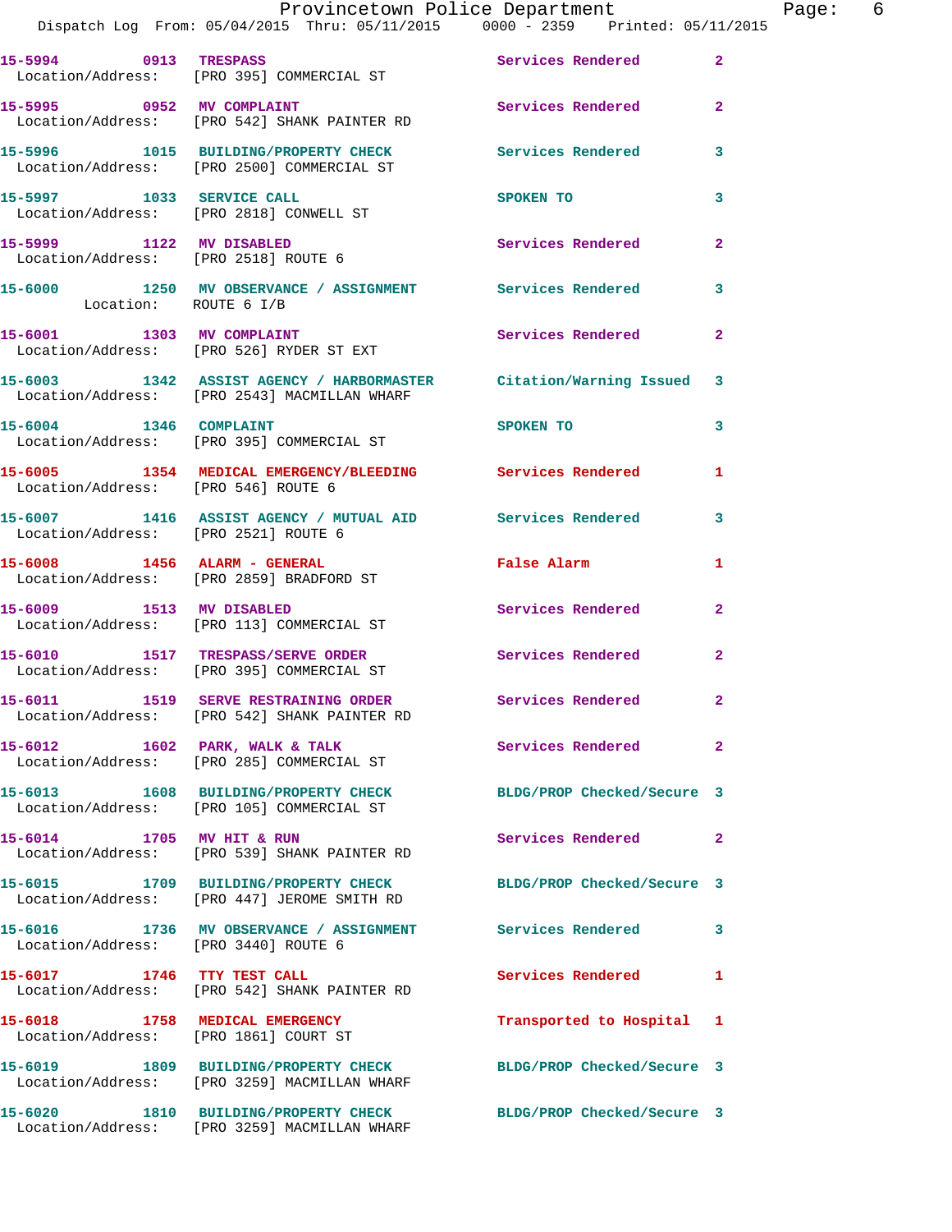| Call # | Time | Call Type | Disposition | Priority |
|---|---|---|---|---|
| 15-5994 | 0913 | TRESPASS | Services Rendered | 2 |
| Location/Address: | | [PRO 395] COMMERCIAL ST | | |
| 15-5995 | 0952 | MV COMPLAINT | Services Rendered | 2 |
| Location/Address: | | [PRO 542] SHANK PAINTER RD | | |
| 15-5996 | 1015 | BUILDING/PROPERTY CHECK | Services Rendered | 3 |
| Location/Address: | | [PRO 2500] COMMERCIAL ST | | |
| 15-5997 | 1033 | SERVICE CALL | SPOKEN TO | 3 |
| Location/Address: | | [PRO 2818] CONWELL ST | | |
| 15-5999 | 1122 | MV DISABLED | Services Rendered | 2 |
| Location/Address: | | [PRO 2518] ROUTE 6 | | |
| 15-6000 | 1250 | MV OBSERVANCE / ASSIGNMENT | Services Rendered | 3 |
| Location: | | ROUTE 6 I/B | | |
| 15-6001 | 1303 | MV COMPLAINT | Services Rendered | 2 |
| Location/Address: | | [PRO 526] RYDER ST EXT | | |
| 15-6003 | 1342 | ASSIST AGENCY / HARBORMASTER | Citation/Warning Issued | 3 |
| Location/Address: | | [PRO 2543] MACMILLAN WHARF | | |
| 15-6004 | 1346 | COMPLAINT | SPOKEN TO | 3 |
| Location/Address: | | [PRO 395] COMMERCIAL ST | | |
| 15-6005 | 1354 | MEDICAL EMERGENCY/BLEEDING | Services Rendered | 1 |
| Location/Address: | | [PRO 546] ROUTE 6 | | |
| 15-6007 | 1416 | ASSIST AGENCY / MUTUAL AID | Services Rendered | 3 |
| Location/Address: | | [PRO 2521] ROUTE 6 | | |
| 15-6008 | 1456 | ALARM - GENERAL | False Alarm | 1 |
| Location/Address: | | [PRO 2859] BRADFORD ST | | |
| 15-6009 | 1513 | MV DISABLED | Services Rendered | 2 |
| Location/Address: | | [PRO 113] COMMERCIAL ST | | |
| 15-6010 | 1517 | TRESPASS/SERVE ORDER | Services Rendered | 2 |
| Location/Address: | | [PRO 395] COMMERCIAL ST | | |
| 15-6011 | 1519 | SERVE RESTRAINING ORDER | Services Rendered | 2 |
| Location/Address: | | [PRO 542] SHANK PAINTER RD | | |
| 15-6012 | 1602 | PARK, WALK & TALK | Services Rendered | 2 |
| Location/Address: | | [PRO 285] COMMERCIAL ST | | |
| 15-6013 | 1608 | BUILDING/PROPERTY CHECK | BLDG/PROP Checked/Secure | 3 |
| Location/Address: | | [PRO 105] COMMERCIAL ST | | |
| 15-6014 | 1705 | MV HIT & RUN | Services Rendered | 2 |
| Location/Address: | | [PRO 539] SHANK PAINTER RD | | |
| 15-6015 | 1709 | BUILDING/PROPERTY CHECK | BLDG/PROP Checked/Secure | 3 |
| Location/Address: | | [PRO 447] JEROME SMITH RD | | |
| 15-6016 | 1736 | MV OBSERVANCE / ASSIGNMENT | Services Rendered | 3 |
| Location/Address: | | [PRO 3440] ROUTE 6 | | |
| 15-6017 | 1746 | TTY TEST CALL | Services Rendered | 1 |
| Location/Address: | | [PRO 542] SHANK PAINTER RD | | |
| 15-6018 | 1758 | MEDICAL EMERGENCY | Transported to Hospital | 1 |
| Location/Address: | | [PRO 1861] COURT ST | | |
| 15-6019 | 1809 | BUILDING/PROPERTY CHECK | BLDG/PROP Checked/Secure | 3 |
| Location/Address: | | [PRO 3259] MACMILLAN WHARF | | |
| 15-6020 | 1810 | BUILDING/PROPERTY CHECK | BLDG/PROP Checked/Secure | 3 |
| Location/Address: | | [PRO 3259] MACMILLAN WHARF | | |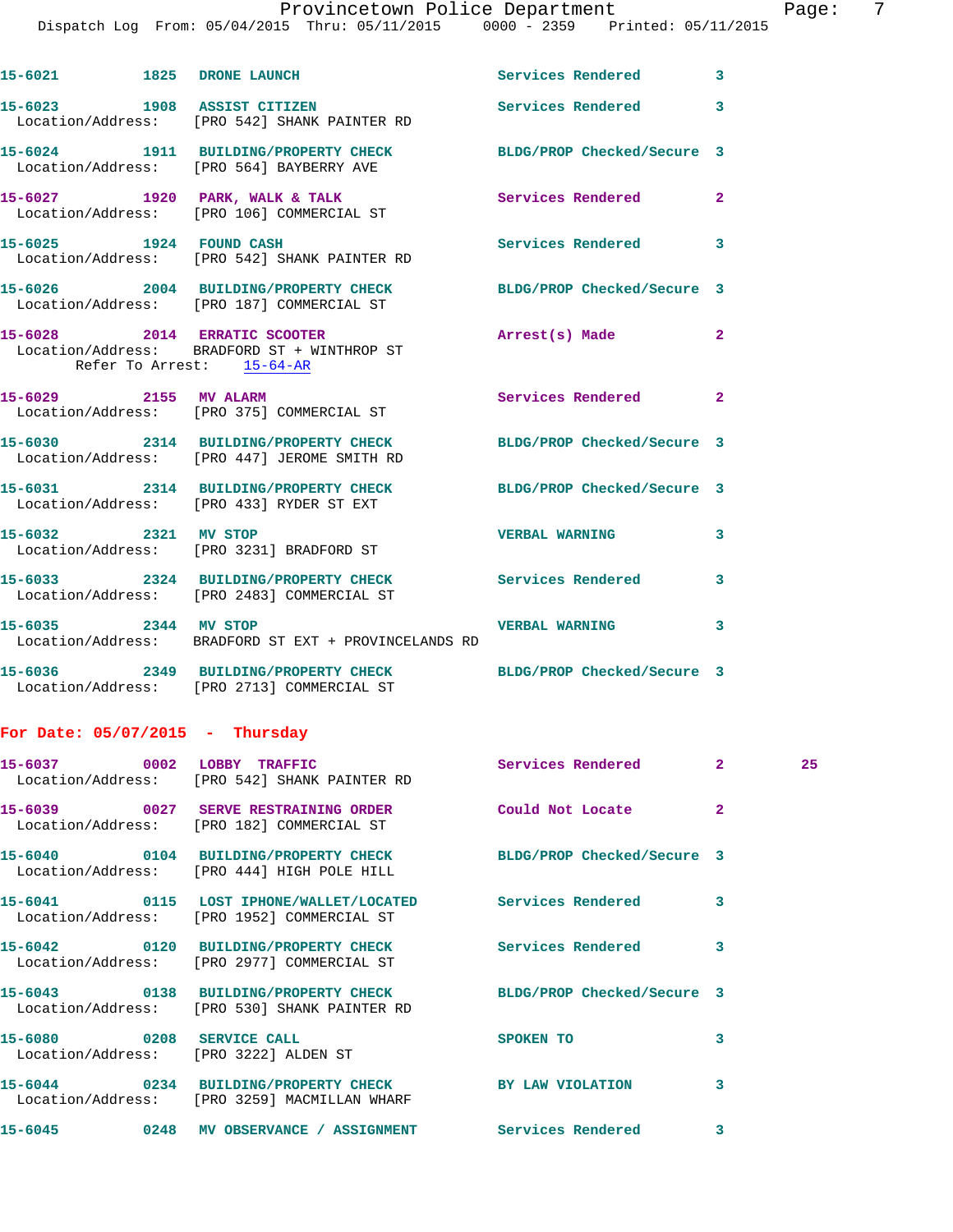15-6021 1825 DRONE LAUNCH Services Rendered 3

15-6023 1908 ASSIST CITIZEN Services Rendered 3
Location/Address: [PRO 542] SHANK PAINTER RD

15-6024 1911 BUILDING/PROPERTY CHECK BLDG/PROP Checked/Secure 3
Location/Address: [PRO 564] BAYBERRY AVE

15-6027 1920 PARK, WALK & TALK Services Rendered 2
Location/Address: [PRO 106] COMMERCIAL ST

15-6025 1924 FOUND CASH Services Rendered 3
Location/Address: [PRO 542] SHANK PAINTER RD

15-6026 2004 BUILDING/PROPERTY CHECK BLDG/PROP Checked/Secure 3
Location/Address: [PRO 187] COMMERCIAL ST

15-6028 2014 ERRATIC SCOOTER Arrest(s) Made 2
Location/Address: BRADFORD ST + WINTHROP ST
Refer To Arrest: 15-64-AR

15-6029 2155 MV ALARM Services Rendered 2
Location/Address: [PRO 375] COMMERCIAL ST

15-6030 2314 BUILDING/PROPERTY CHECK BLDG/PROP Checked/Secure 3
Location/Address: [PRO 447] JEROME SMITH RD

15-6031 2314 BUILDING/PROPERTY CHECK BLDG/PROP Checked/Secure 3
Location/Address: [PRO 433] RYDER ST EXT

15-6032 2321 MV STOP VERBAL WARNING 3
Location/Address: [PRO 3231] BRADFORD ST

15-6033 2324 BUILDING/PROPERTY CHECK Services Rendered 3
Location/Address: [PRO 2483] COMMERCIAL ST

15-6035 2344 MV STOP VERBAL WARNING 3
Location/Address: BRADFORD ST EXT + PROVINCELANDS RD

15-6036 2349 BUILDING/PROPERTY CHECK BLDG/PROP Checked/Secure 3
Location/Address: [PRO 2713] COMMERCIAL ST

**For Date: 05/07/2015 - Thursday**

15-6037 0002 LOBBY TRAFFIC Services Rendered 2 25
Location/Address: [PRO 542] SHANK PAINTER RD

15-6039 0027 SERVE RESTRAINING ORDER Could Not Locate 2
Location/Address: [PRO 182] COMMERCIAL ST

15-6040 0104 BUILDING/PROPERTY CHECK BLDG/PROP Checked/Secure 3
Location/Address: [PRO 444] HIGH POLE HILL

15-6041 0115 LOST IPHONE/WALLET/LOCATED Services Rendered 3
Location/Address: [PRO 1952] COMMERCIAL ST

15-6042 0120 BUILDING/PROPERTY CHECK Services Rendered 3
Location/Address: [PRO 2977] COMMERCIAL ST

15-6043 0138 BUILDING/PROPERTY CHECK BLDG/PROP Checked/Secure 3
Location/Address: [PRO 530] SHANK PAINTER RD

15-6080 0208 SERVICE CALL SPOKEN TO 3
Location/Address: [PRO 3222] ALDEN ST

15-6044 0234 BUILDING/PROPERTY CHECK BY LAW VIOLATION 3
Location/Address: [PRO 3259] MACMILLAN WHARF

15-6045 0248 MV OBSERVANCE / ASSIGNMENT Services Rendered 3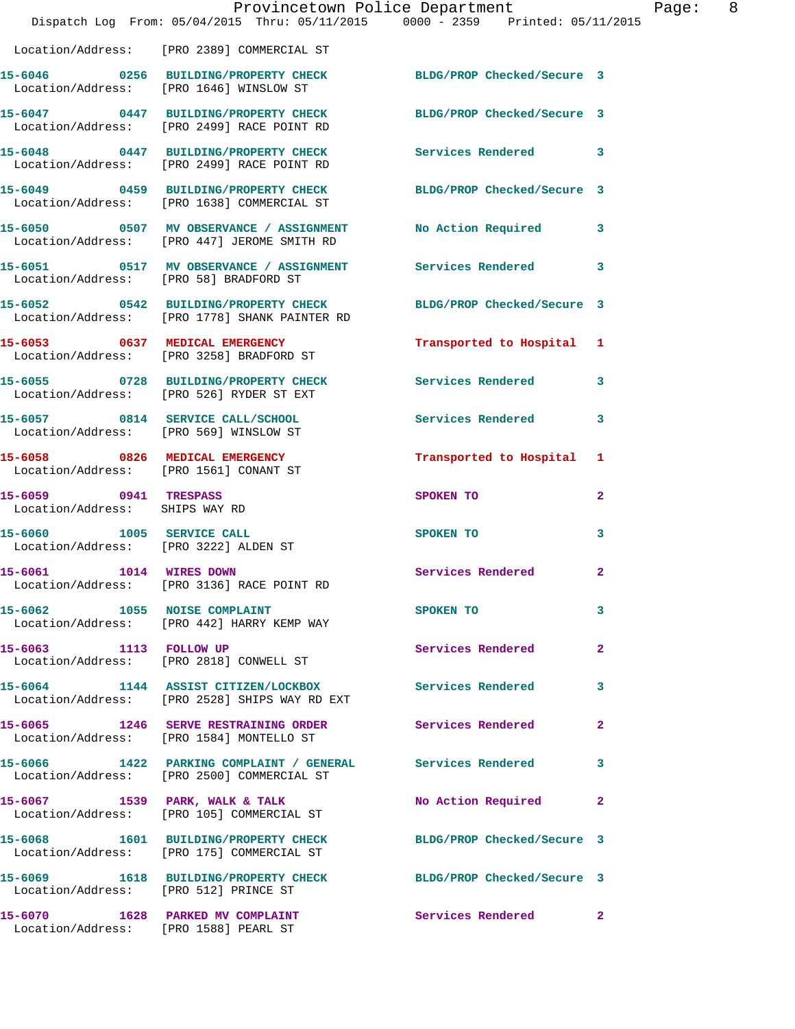Location/Address: [PRO 2389] COMMERCIAL ST

**15-6046 0256 BUILDING/PROPERTY CHECK** BLDG/PROP Checked/Secure 3
Location/Address: [PRO 1646] WINSLOW ST

**15-6047 0447 BUILDING/PROPERTY CHECK** BLDG/PROP Checked/Secure 3
Location/Address: [PRO 2499] RACE POINT RD

**15-6048 0447 BUILDING/PROPERTY CHECK** Services Rendered 3
Location/Address: [PRO 2499] RACE POINT RD

**15-6049 0459 BUILDING/PROPERTY CHECK** BLDG/PROP Checked/Secure 3
Location/Address: [PRO 1638] COMMERCIAL ST

**15-6050 0507 MV OBSERVANCE / ASSIGNMENT** No Action Required 3
Location/Address: [PRO 447] JEROME SMITH RD

**15-6051 0517 MV OBSERVANCE / ASSIGNMENT** Services Rendered 3
Location/Address: [PRO 58] BRADFORD ST

**15-6052 0542 BUILDING/PROPERTY CHECK** BLDG/PROP Checked/Secure 3
Location/Address: [PRO 1778] SHANK PAINTER RD

**15-6053 0637 MEDICAL EMERGENCY** Transported to Hospital 1
Location/Address: [PRO 3258] BRADFORD ST

**15-6055 0728 BUILDING/PROPERTY CHECK** Services Rendered 3
Location/Address: [PRO 526] RYDER ST EXT

**15-6057 0814 SERVICE CALL/SCHOOL** Services Rendered 3
Location/Address: [PRO 569] WINSLOW ST

**15-6058 0826 MEDICAL EMERGENCY** Transported to Hospital 1
Location/Address: [PRO 1561] CONANT ST

**15-6059 0941 TRESPASS** SPOKEN TO 2
Location/Address: SHIPS WAY RD

**15-6060 1005 SERVICE CALL** SPOKEN TO 3
Location/Address: [PRO 3222] ALDEN ST

**15-6061 1014 WIRES DOWN** Services Rendered 2
Location/Address: [PRO 3136] RACE POINT RD

**15-6062 1055 NOISE COMPLAINT** SPOKEN TO 3
Location/Address: [PRO 442] HARRY KEMP WAY

**15-6063 1113 FOLLOW UP** Services Rendered 2
Location/Address: [PRO 2818] CONWELL ST

**15-6064 1144 ASSIST CITIZEN/LOCKBOX** Services Rendered 3
Location/Address: [PRO 2528] SHIPS WAY RD EXT

**15-6065 1246 SERVE RESTRAINING ORDER** Services Rendered 2
Location/Address: [PRO 1584] MONTELLO ST

**15-6066 1422 PARKING COMPLAINT / GENERAL** Services Rendered 3
Location/Address: [PRO 2500] COMMERCIAL ST

**15-6067 1539 PARK, WALK & TALK** No Action Required 2
Location/Address: [PRO 105] COMMERCIAL ST

**15-6068 1601 BUILDING/PROPERTY CHECK** BLDG/PROP Checked/Secure 3
Location/Address: [PRO 175] COMMERCIAL ST

**15-6069 1618 BUILDING/PROPERTY CHECK** BLDG/PROP Checked/Secure 3
Location/Address: [PRO 512] PRINCE ST

**15-6070 1628 PARKED MV COMPLAINT** Services Rendered 2
Location/Address: [PRO 1588] PEARL ST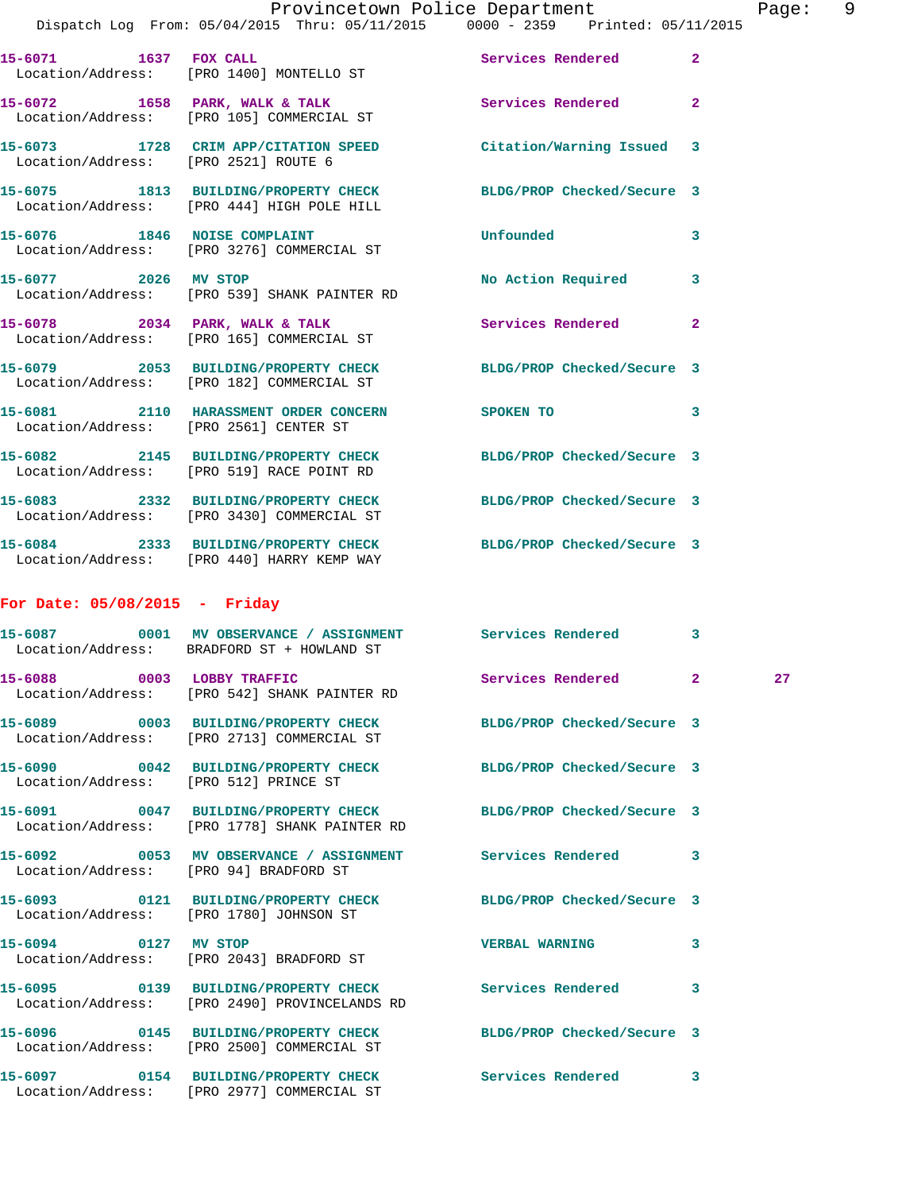| Call Number | Time | Call Reason | Action | Priority | |
|---|---|---|---|---|---|
| 15-6071 | 1637 | FOX CALL | Services Rendered | 2 | |
| Location/Address: | | [PRO 1400] MONTELLO ST | | | |
| 15-6072 | 1658 | PARK, WALK & TALK | Services Rendered | 2 | |
| Location/Address: | | [PRO 105] COMMERCIAL ST | | | |
| 15-6073 | 1728 | CRIM APP/CITATION SPEED | Citation/Warning Issued | 3 | |
| Location/Address: | | [PRO 2521] ROUTE 6 | | | |
| 15-6075 | 1813 | BUILDING/PROPERTY CHECK | BLDG/PROP Checked/Secure | 3 | |
| Location/Address: | | [PRO 444] HIGH POLE HILL | | | |
| 15-6076 | 1846 | NOISE COMPLAINT | Unfounded | 3 | |
| Location/Address: | | [PRO 3276] COMMERCIAL ST | | | |
| 15-6077 | 2026 | MV STOP | No Action Required | 3 | |
| Location/Address: | | [PRO 539] SHANK PAINTER RD | | | |
| 15-6078 | 2034 | PARK, WALK & TALK | Services Rendered | 2 | |
| Location/Address: | | [PRO 165] COMMERCIAL ST | | | |
| 15-6079 | 2053 | BUILDING/PROPERTY CHECK | BLDG/PROP Checked/Secure | 3 | |
| Location/Address: | | [PRO 182] COMMERCIAL ST | | | |
| 15-6081 | 2110 | HARASSMENT ORDER CONCERN | SPOKEN TO | 3 | |
| Location/Address: | | [PRO 2561] CENTER ST | | | |
| 15-6082 | 2145 | BUILDING/PROPERTY CHECK | BLDG/PROP Checked/Secure | 3 | |
| Location/Address: | | [PRO 519] RACE POINT RD | | | |
| 15-6083 | 2332 | BUILDING/PROPERTY CHECK | BLDG/PROP Checked/Secure | 3 | |
| Location/Address: | | [PRO 3430] COMMERCIAL ST | | | |
| 15-6084 | 2333 | BUILDING/PROPERTY CHECK | BLDG/PROP Checked/Secure | 3 | |
| Location/Address: | | [PRO 440] HARRY KEMP WAY | | | |

## For Date: 05/08/2015 - Friday

| Call Number | Time | Call Reason | Action | Priority | |
|---|---|---|---|---|---|
| 15-6087 | 0001 | MV OBSERVANCE / ASSIGNMENT | Services Rendered | 3 | |
| Location/Address: | | BRADFORD ST + HOWLAND ST | | | |
| 15-6088 | 0003 | LOBBY TRAFFIC | Services Rendered | 2 | 27 |
| Location/Address: | | [PRO 542] SHANK PAINTER RD | | | |
| 15-6089 | 0003 | BUILDING/PROPERTY CHECK | BLDG/PROP Checked/Secure | 3 | |
| Location/Address: | | [PRO 2713] COMMERCIAL ST | | | |
| 15-6090 | 0042 | BUILDING/PROPERTY CHECK | BLDG/PROP Checked/Secure | 3 | |
| Location/Address: | | [PRO 512] PRINCE ST | | | |
| 15-6091 | 0047 | BUILDING/PROPERTY CHECK | BLDG/PROP Checked/Secure | 3 | |
| Location/Address: | | [PRO 1778] SHANK PAINTER RD | | | |
| 15-6092 | 0053 | MV OBSERVANCE / ASSIGNMENT | Services Rendered | 3 | |
| Location/Address: | | [PRO 94] BRADFORD ST | | | |
| 15-6093 | 0121 | BUILDING/PROPERTY CHECK | BLDG/PROP Checked/Secure | 3 | |
| Location/Address: | | [PRO 1780] JOHNSON ST | | | |
| 15-6094 | 0127 | MV STOP | VERBAL WARNING | 3 | |
| Location/Address: | | [PRO 2043] BRADFORD ST | | | |
| 15-6095 | 0139 | BUILDING/PROPERTY CHECK | Services Rendered | 3 | |
| Location/Address: | | [PRO 2490] PROVINCELANDS RD | | | |
| 15-6096 | 0145 | BUILDING/PROPERTY CHECK | BLDG/PROP Checked/Secure | 3 | |
| Location/Address: | | [PRO 2500] COMMERCIAL ST | | | |
| 15-6097 | 0154 | BUILDING/PROPERTY CHECK | Services Rendered | 3 | |
| Location/Address: | | [PRO 2977] COMMERCIAL ST | | | |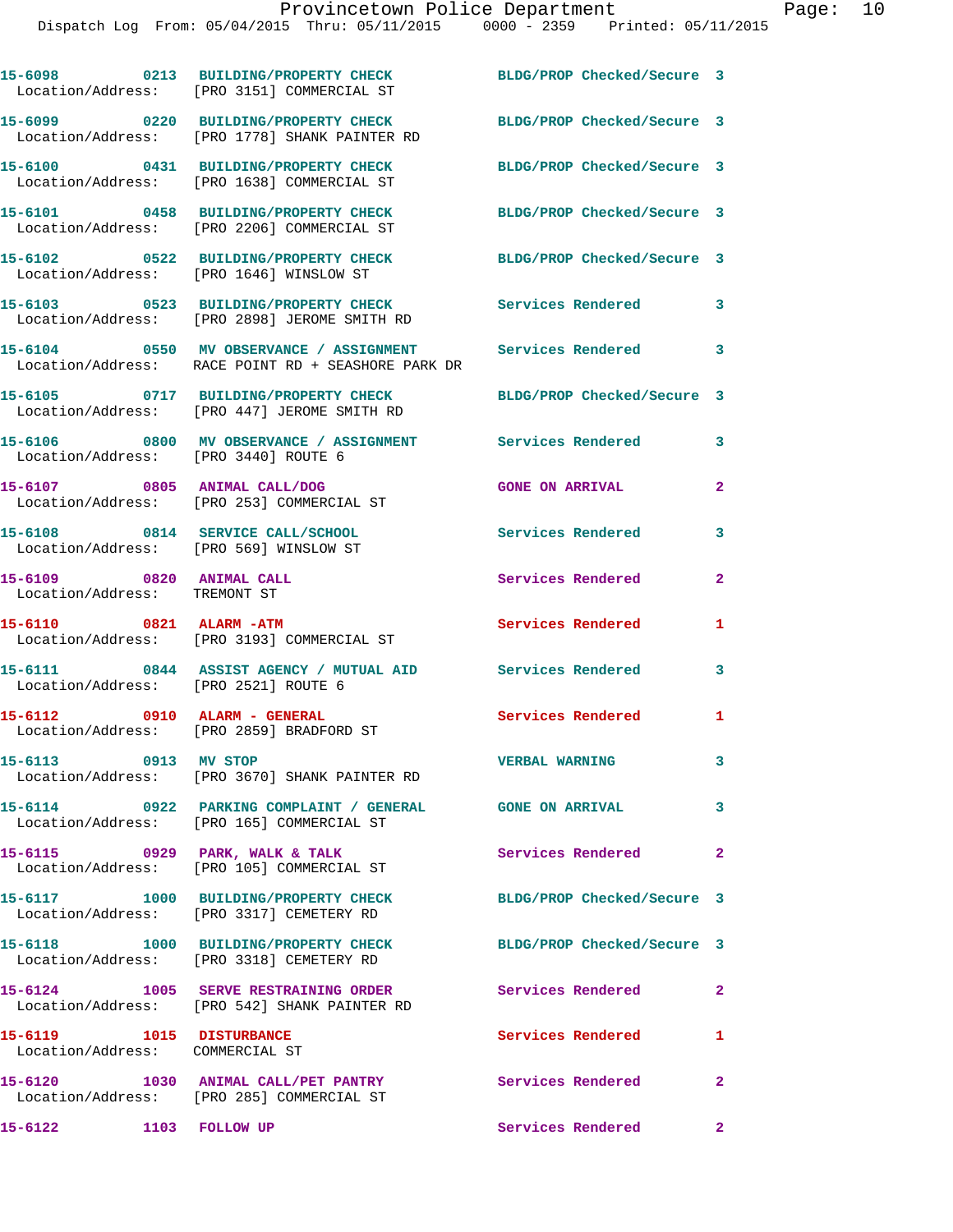| Call Number | Time | Call Reason | Action | Priority |
|---|---|---|---|---|
| 15-6098 | 0213 | BUILDING/PROPERTY CHECK | BLDG/PROP Checked/Secure | 3 |
| Location/Address: [PRO 3151] COMMERCIAL ST | | | | |
| 15-6099 | 0220 | BUILDING/PROPERTY CHECK | BLDG/PROP Checked/Secure | 3 |
| Location/Address: [PRO 1778] SHANK PAINTER RD | | | | |
| 15-6100 | 0431 | BUILDING/PROPERTY CHECK | BLDG/PROP Checked/Secure | 3 |
| Location/Address: [PRO 1638] COMMERCIAL ST | | | | |
| 15-6101 | 0458 | BUILDING/PROPERTY CHECK | BLDG/PROP Checked/Secure | 3 |
| Location/Address: [PRO 2206] COMMERCIAL ST | | | | |
| 15-6102 | 0522 | BUILDING/PROPERTY CHECK | BLDG/PROP Checked/Secure | 3 |
| Location/Address: [PRO 1646] WINSLOW ST | | | | |
| 15-6103 | 0523 | BUILDING/PROPERTY CHECK | Services Rendered | 3 |
| Location/Address: [PRO 2898] JEROME SMITH RD | | | | |
| 15-6104 | 0550 | MV OBSERVANCE / ASSIGNMENT | Services Rendered | 3 |
| Location/Address: RACE POINT RD + SEASHORE PARK DR | | | | |
| 15-6105 | 0717 | BUILDING/PROPERTY CHECK | BLDG/PROP Checked/Secure | 3 |
| Location/Address: [PRO 447] JEROME SMITH RD | | | | |
| 15-6106 | 0800 | MV OBSERVANCE / ASSIGNMENT | Services Rendered | 3 |
| Location/Address: [PRO 3440] ROUTE 6 | | | | |
| 15-6107 | 0805 | ANIMAL CALL/DOG | GONE ON ARRIVAL | 2 |
| Location/Address: [PRO 253] COMMERCIAL ST | | | | |
| 15-6108 | 0814 | SERVICE CALL/SCHOOL | Services Rendered | 3 |
| Location/Address: [PRO 569] WINSLOW ST | | | | |
| 15-6109 | 0820 | ANIMAL CALL | Services Rendered | 2 |
| Location/Address: TREMONT ST | | | | |
| 15-6110 | 0821 | ALARM -ATM | Services Rendered | 1 |
| Location/Address: [PRO 3193] COMMERCIAL ST | | | | |
| 15-6111 | 0844 | ASSIST AGENCY / MUTUAL AID | Services Rendered | 3 |
| Location/Address: [PRO 2521] ROUTE 6 | | | | |
| 15-6112 | 0910 | ALARM - GENERAL | Services Rendered | 1 |
| Location/Address: [PRO 2859] BRADFORD ST | | | | |
| 15-6113 | 0913 | MV STOP | VERBAL WARNING | 3 |
| Location/Address: [PRO 3670] SHANK PAINTER RD | | | | |
| 15-6114 | 0922 | PARKING COMPLAINT / GENERAL | GONE ON ARRIVAL | 3 |
| Location/Address: [PRO 165] COMMERCIAL ST | | | | |
| 15-6115 | 0929 | PARK, WALK & TALK | Services Rendered | 2 |
| Location/Address: [PRO 105] COMMERCIAL ST | | | | |
| 15-6117 | 1000 | BUILDING/PROPERTY CHECK | BLDG/PROP Checked/Secure | 3 |
| Location/Address: [PRO 3317] CEMETERY RD | | | | |
| 15-6118 | 1000 | BUILDING/PROPERTY CHECK | BLDG/PROP Checked/Secure | 3 |
| Location/Address: [PRO 3318] CEMETERY RD | | | | |
| 15-6124 | 1005 | SERVE RESTRAINING ORDER | Services Rendered | 2 |
| Location/Address: [PRO 542] SHANK PAINTER RD | | | | |
| 15-6119 | 1015 | DISTURBANCE | Services Rendered | 1 |
| Location/Address: COMMERCIAL ST | | | | |
| 15-6120 | 1030 | ANIMAL CALL/PET PANTRY | Services Rendered | 2 |
| Location/Address: [PRO 285] COMMERCIAL ST | | | | |
| 15-6122 | 1103 | FOLLOW UP | Services Rendered | 2 |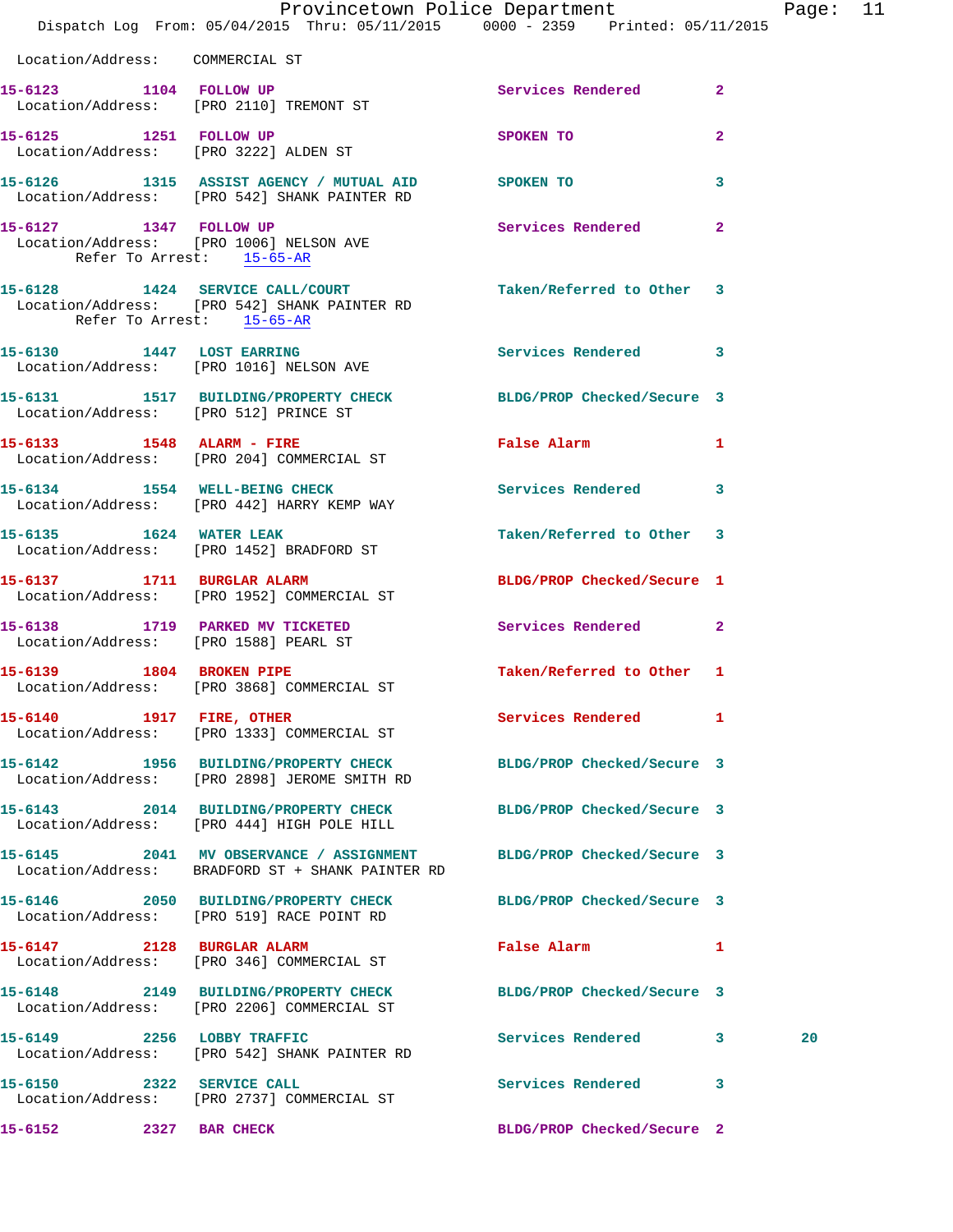Location/Address: COMMERCIAL ST

15-6123 1104 FOLLOW UP Services Rendered 2
Location/Address: [PRO 2110] TREMONT ST

15-6125 1251 FOLLOW UP SPOKEN TO 2
Location/Address: [PRO 3222] ALDEN ST

15-6126 1315 ASSIST AGENCY / MUTUAL AID SPOKEN TO 3
Location/Address: [PRO 542] SHANK PAINTER RD

15-6127 1347 FOLLOW UP Services Rendered 2
Location/Address: [PRO 1006] NELSON AVE
Refer To Arrest: 15-65-AR

15-6128 1424 SERVICE CALL/COURT Taken/Referred to Other 3
Location/Address: [PRO 542] SHANK PAINTER RD
Refer To Arrest: 15-65-AR

15-6130 1447 LOST EARRING Services Rendered 3
Location/Address: [PRO 1016] NELSON AVE

15-6131 1517 BUILDING/PROPERTY CHECK BLDG/PROP Checked/Secure 3
Location/Address: [PRO 512] PRINCE ST

15-6133 1548 ALARM - FIRE False Alarm 1
Location/Address: [PRO 204] COMMERCIAL ST

15-6134 1554 WELL-BEING CHECK Services Rendered 3
Location/Address: [PRO 442] HARRY KEMP WAY

15-6135 1624 WATER LEAK Taken/Referred to Other 3
Location/Address: [PRO 1452] BRADFORD ST

15-6137 1711 BURGLAR ALARM BLDG/PROP Checked/Secure 1
Location/Address: [PRO 1952] COMMERCIAL ST

15-6138 1719 PARKED MV TICKETED Services Rendered 2
Location/Address: [PRO 1588] PEARL ST

15-6139 1804 BROKEN PIPE Taken/Referred to Other 1
Location/Address: [PRO 3868] COMMERCIAL ST

15-6140 1917 FIRE, OTHER Services Rendered 1
Location/Address: [PRO 1333] COMMERCIAL ST

15-6142 1956 BUILDING/PROPERTY CHECK BLDG/PROP Checked/Secure 3
Location/Address: [PRO 2898] JEROME SMITH RD

15-6143 2014 BUILDING/PROPERTY CHECK BLDG/PROP Checked/Secure 3
Location/Address: [PRO 444] HIGH POLE HILL

15-6145 2041 MV OBSERVANCE / ASSIGNMENT BLDG/PROP Checked/Secure 3
Location/Address: BRADFORD ST + SHANK PAINTER RD

15-6146 2050 BUILDING/PROPERTY CHECK BLDG/PROP Checked/Secure 3
Location/Address: [PRO 519] RACE POINT RD

15-6147 2128 BURGLAR ALARM False Alarm 1
Location/Address: [PRO 346] COMMERCIAL ST

15-6148 2149 BUILDING/PROPERTY CHECK BLDG/PROP Checked/Secure 3
Location/Address: [PRO 2206] COMMERCIAL ST

15-6149 2256 LOBBY TRAFFIC Services Rendered 3 20
Location/Address: [PRO 542] SHANK PAINTER RD

15-6150 2322 SERVICE CALL Services Rendered 3
Location/Address: [PRO 2737] COMMERCIAL ST

15-6152 2327 BAR CHECK BLDG/PROP Checked/Secure 2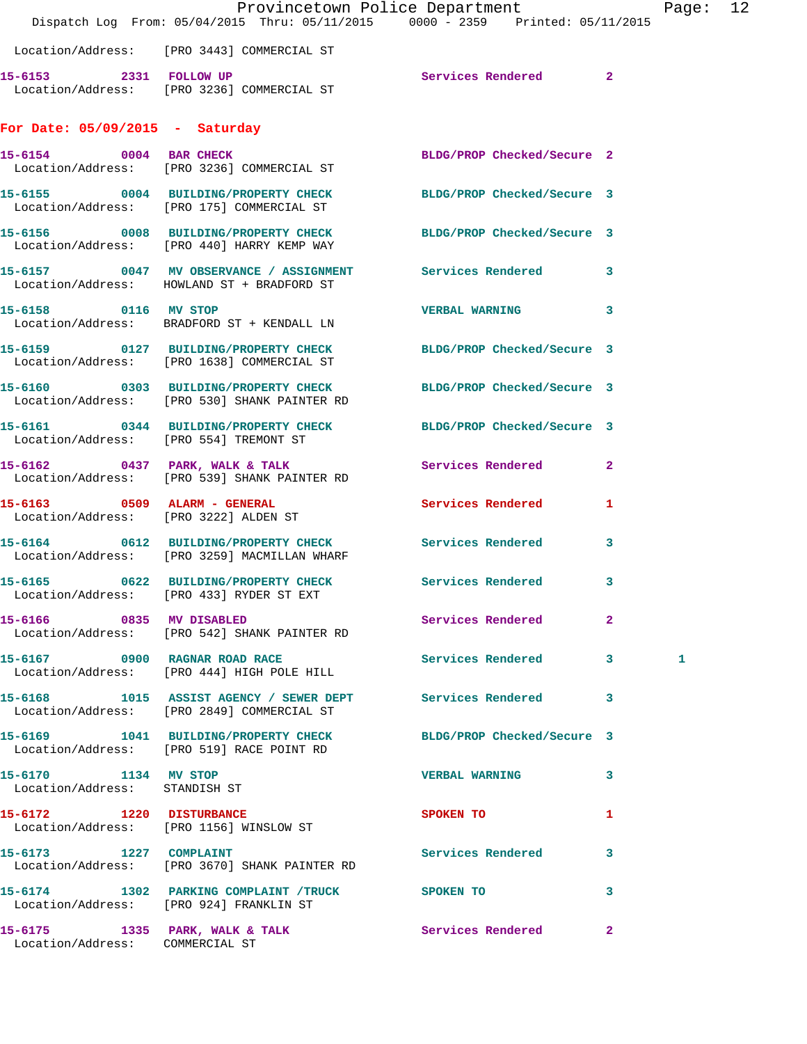Location/Address: [PRO 3443] COMMERCIAL ST

**15-6153** 2331 **FOLLOW UP** Services Rendered 2
Location/Address: [PRO 3236] COMMERCIAL ST

## For Date: 05/09/2015 - Saturday

**15-6154** 0004 **BAR CHECK** BLDG/PROP Checked/Secure 2
Location/Address: [PRO 3236] COMMERCIAL ST

**15-6155** 0004 **BUILDING/PROPERTY CHECK** BLDG/PROP Checked/Secure 3
Location/Address: [PRO 175] COMMERCIAL ST

**15-6156** 0008 **BUILDING/PROPERTY CHECK** BLDG/PROP Checked/Secure 3
Location/Address: [PRO 440] HARRY KEMP WAY

**15-6157** 0047 **MV OBSERVANCE / ASSIGNMENT** Services Rendered 3
Location/Address: HOWLAND ST + BRADFORD ST

**15-6158** 0116 **MV STOP** VERBAL WARNING 3
Location/Address: BRADFORD ST + KENDALL LN

**15-6159** 0127 **BUILDING/PROPERTY CHECK** BLDG/PROP Checked/Secure 3
Location/Address: [PRO 1638] COMMERCIAL ST

**15-6160** 0303 **BUILDING/PROPERTY CHECK** BLDG/PROP Checked/Secure 3
Location/Address: [PRO 530] SHANK PAINTER RD

**15-6161** 0344 **BUILDING/PROPERTY CHECK** BLDG/PROP Checked/Secure 3
Location/Address: [PRO 554] TREMONT ST

**15-6162** 0437 **PARK, WALK & TALK** Services Rendered 2
Location/Address: [PRO 539] SHANK PAINTER RD

**15-6163** 0509 **ALARM - GENERAL** Services Rendered 1
Location/Address: [PRO 3222] ALDEN ST

**15-6164** 0612 **BUILDING/PROPERTY CHECK** Services Rendered 3
Location/Address: [PRO 3259] MACMILLAN WHARF

**15-6165** 0622 **BUILDING/PROPERTY CHECK** Services Rendered 3
Location/Address: [PRO 433] RYDER ST EXT

**15-6166** 0835 **MV DISABLED** Services Rendered 2
Location/Address: [PRO 542] SHANK PAINTER RD

**15-6167** 0900 **RAGNAR ROAD RACE** Services Rendered 3 1
Location/Address: [PRO 444] HIGH POLE HILL

**15-6168** 1015 **ASSIST AGENCY / SEWER DEPT** Services Rendered 3
Location/Address: [PRO 2849] COMMERCIAL ST

**15-6169** 1041 **BUILDING/PROPERTY CHECK** BLDG/PROP Checked/Secure 3
Location/Address: [PRO 519] RACE POINT RD

**15-6170** 1134 **MV STOP** VERBAL WARNING 3
Location/Address: STANDISH ST

**15-6172** 1220 **DISTURBANCE** SPOKEN TO 1
Location/Address: [PRO 1156] WINSLOW ST

**15-6173** 1227 **COMPLAINT** Services Rendered 3
Location/Address: [PRO 3670] SHANK PAINTER RD

**15-6174** 1302 **PARKING COMPLAINT /TRUCK** SPOKEN TO 3
Location/Address: [PRO 924] FRANKLIN ST

**15-6175** 1335 **PARK, WALK & TALK** Services Rendered 2
Location/Address: COMMERCIAL ST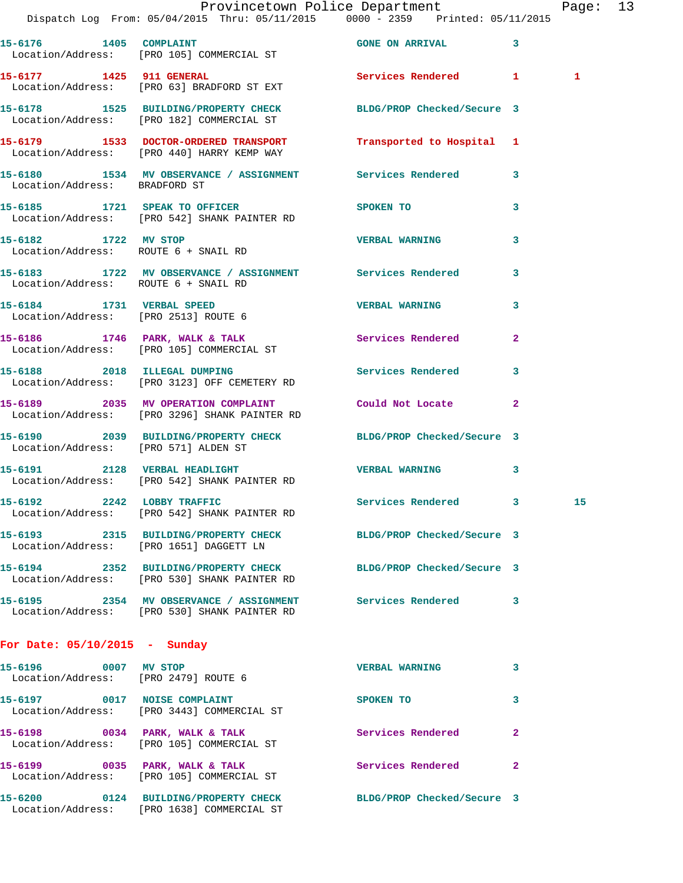| Call # | Time | Call Reason | Action | Priority | |
|---|---|---|---|---|---|
| 15-6176 | 1405 | COMPLAINT | GONE ON ARRIVAL | 3 | |
| Location/Address: | | [PRO 105] COMMERCIAL ST | | | |
| 15-6177 | 1425 | 911 GENERAL | Services Rendered | 1 | 1 |
| Location/Address: | | [PRO 63] BRADFORD ST EXT | | | |
| 15-6178 | 1525 | BUILDING/PROPERTY CHECK | BLDG/PROP Checked/Secure | 3 | |
| Location/Address: | | [PRO 182] COMMERCIAL ST | | | |
| 15-6179 | 1533 | DOCTOR-ORDERED TRANSPORT | Transported to Hospital | 1 | |
| Location/Address: | | [PRO 440] HARRY KEMP WAY | | | |
| 15-6180 | 1534 | MV OBSERVANCE / ASSIGNMENT | Services Rendered | 3 | |
| Location/Address: | | BRADFORD ST | | | |
| 15-6185 | 1721 | SPEAK TO OFFICER | SPOKEN TO | 3 | |
| Location/Address: | | [PRO 542] SHANK PAINTER RD | | | |
| 15-6182 | 1722 | MV STOP | VERBAL WARNING | 3 | |
| Location/Address: | | ROUTE 6 + SNAIL RD | | | |
| 15-6183 | 1722 | MV OBSERVANCE / ASSIGNMENT | Services Rendered | 3 | |
| Location/Address: | | ROUTE 6 + SNAIL RD | | | |
| 15-6184 | 1731 | VERBAL SPEED | VERBAL WARNING | 3 | |
| Location/Address: | | [PRO 2513] ROUTE 6 | | | |
| 15-6186 | 1746 | PARK, WALK & TALK | Services Rendered | 2 | |
| Location/Address: | | [PRO 105] COMMERCIAL ST | | | |
| 15-6188 | 2018 | ILLEGAL DUMPING | Services Rendered | 3 | |
| Location/Address: | | [PRO 3123] OFF CEMETERY RD | | | |
| 15-6189 | 2035 | MV OPERATION COMPLAINT | Could Not Locate | 2 | |
| Location/Address: | | [PRO 3296] SHANK PAINTER RD | | | |
| 15-6190 | 2039 | BUILDING/PROPERTY CHECK | BLDG/PROP Checked/Secure | 3 | |
| Location/Address: | | [PRO 571] ALDEN ST | | | |
| 15-6191 | 2128 | VERBAL HEADLIGHT | VERBAL WARNING | 3 | |
| Location/Address: | | [PRO 542] SHANK PAINTER RD | | | |
| 15-6192 | 2242 | LOBBY TRAFFIC | Services Rendered | 3 | 15 |
| Location/Address: | | [PRO 542] SHANK PAINTER RD | | | |
| 15-6193 | 2315 | BUILDING/PROPERTY CHECK | BLDG/PROP Checked/Secure | 3 | |
| Location/Address: | | [PRO 1651] DAGGETT LN | | | |
| 15-6194 | 2352 | BUILDING/PROPERTY CHECK | BLDG/PROP Checked/Secure | 3 | |
| Location/Address: | | [PRO 530] SHANK PAINTER RD | | | |
| 15-6195 | 2354 | MV OBSERVANCE / ASSIGNMENT | Services Rendered | 3 | |
| Location/Address: | | [PRO 530] SHANK PAINTER RD | | | |

## For Date: 05/10/2015 - Sunday

| Call # | Time | Call Reason | Action | Priority | |
|---|---|---|---|---|---|
| 15-6196 | 0007 | MV STOP | VERBAL WARNING | 3 | |
| Location/Address: | | [PRO 2479] ROUTE 6 | | | |
| 15-6197 | 0017 | NOISE COMPLAINT | SPOKEN TO | 3 | |
| Location/Address: | | [PRO 3443] COMMERCIAL ST | | | |
| 15-6198 | 0034 | PARK, WALK & TALK | Services Rendered | 2 | |
| Location/Address: | | [PRO 105] COMMERCIAL ST | | | |
| 15-6199 | 0035 | PARK, WALK & TALK | Services Rendered | 2 | |
| Location/Address: | | [PRO 105] COMMERCIAL ST | | | |
| 15-6200 | 0124 | BUILDING/PROPERTY CHECK | BLDG/PROP Checked/Secure | 3 | |
| Location/Address: | | [PRO 1638] COMMERCIAL ST | | | |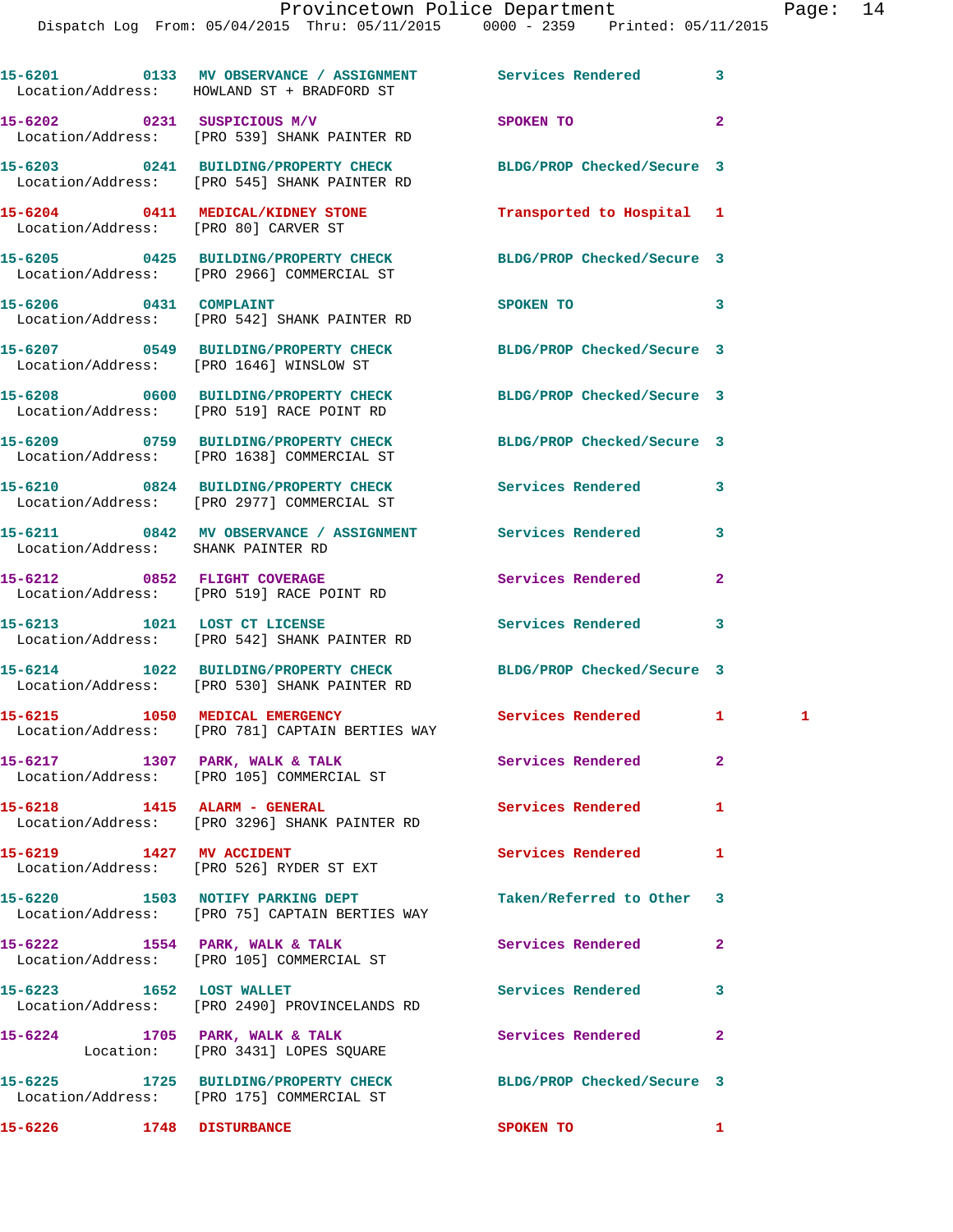15-6201 0133 MV OBSERVANCE / ASSIGNMENT Services Rendered 3
Location/Address: HOWLAND ST + BRADFORD ST

15-6202 0231 SUSPICIOUS M/V SPOKEN TO 2
Location/Address: [PRO 539] SHANK PAINTER RD

15-6203 0241 BUILDING/PROPERTY CHECK BLDG/PROP Checked/Secure 3
Location/Address: [PRO 545] SHANK PAINTER RD

15-6204 0411 MEDICAL/KIDNEY STONE Transported to Hospital 1
Location/Address: [PRO 80] CARVER ST

15-6205 0425 BUILDING/PROPERTY CHECK BLDG/PROP Checked/Secure 3
Location/Address: [PRO 2966] COMMERCIAL ST

15-6206 0431 COMPLAINT SPOKEN TO 3
Location/Address: [PRO 542] SHANK PAINTER RD

15-6207 0549 BUILDING/PROPERTY CHECK BLDG/PROP Checked/Secure 3
Location/Address: [PRO 1646] WINSLOW ST

15-6208 0600 BUILDING/PROPERTY CHECK BLDG/PROP Checked/Secure 3
Location/Address: [PRO 519] RACE POINT RD

15-6209 0759 BUILDING/PROPERTY CHECK BLDG/PROP Checked/Secure 3
Location/Address: [PRO 1638] COMMERCIAL ST

15-6210 0824 BUILDING/PROPERTY CHECK Services Rendered 3
Location/Address: [PRO 2977] COMMERCIAL ST

15-6211 0842 MV OBSERVANCE / ASSIGNMENT Services Rendered 3
Location/Address: SHANK PAINTER RD

15-6212 0852 FLIGHT COVERAGE Services Rendered 2
Location/Address: [PRO 519] RACE POINT RD

15-6213 1021 LOST CT LICENSE Services Rendered 3
Location/Address: [PRO 542] SHANK PAINTER RD

15-6214 1022 BUILDING/PROPERTY CHECK BLDG/PROP Checked/Secure 3
Location/Address: [PRO 530] SHANK PAINTER RD

15-6215 1050 MEDICAL EMERGENCY Services Rendered 1 1
Location/Address: [PRO 781] CAPTAIN BERTIES WAY

15-6217 1307 PARK, WALK & TALK Services Rendered 2
Location/Address: [PRO 105] COMMERCIAL ST

15-6218 1415 ALARM - GENERAL Services Rendered 1
Location/Address: [PRO 3296] SHANK PAINTER RD

15-6219 1427 MV ACCIDENT Services Rendered 1
Location/Address: [PRO 526] RYDER ST EXT

15-6220 1503 NOTIFY PARKING DEPT Taken/Referred to Other 3
Location/Address: [PRO 75] CAPTAIN BERTIES WAY

15-6222 1554 PARK, WALK & TALK Services Rendered 2
Location/Address: [PRO 105] COMMERCIAL ST

15-6223 1652 LOST WALLET Services Rendered 3
Location/Address: [PRO 2490] PROVINCELANDS RD

15-6224 1705 PARK, WALK & TALK Services Rendered 2
Location: [PRO 3431] LOPES SQUARE

15-6225 1725 BUILDING/PROPERTY CHECK BLDG/PROP Checked/Secure 3
Location/Address: [PRO 175] COMMERCIAL ST

15-6226 1748 DISTURBANCE SPOKEN TO 1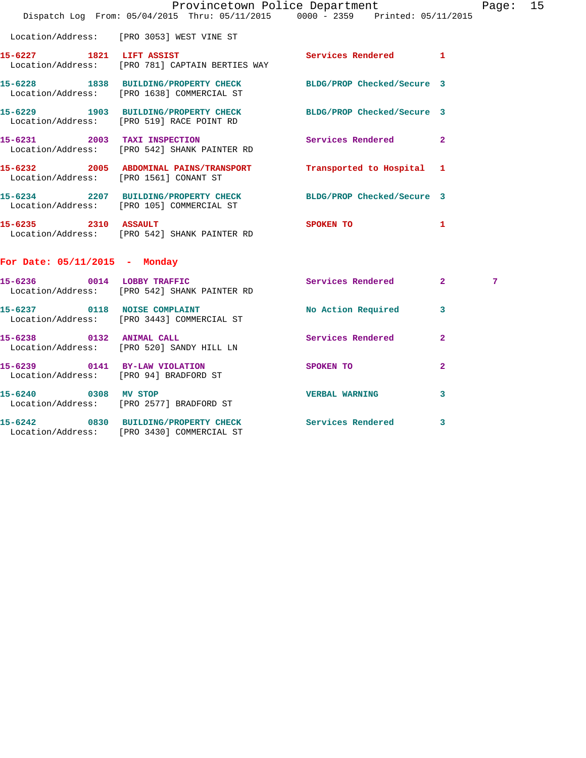Location/Address: [PRO 3053] WEST VINE ST

| | | | | | |
|---|---|---|---|---|---|
| **15-6227** | 1821 | **LIFT ASSIST** | Services Rendered | 1 | |
| | | Location/Address: [PRO 781] CAPTAIN BERTIES WAY | | | |
| **15-6228** | 1838 | **BUILDING/PROPERTY CHECK** | BLDG/PROP Checked/Secure | 3 | |
| | | Location/Address: [PRO 1638] COMMERCIAL ST | | | |
| **15-6229** | 1903 | **BUILDING/PROPERTY CHECK** | BLDG/PROP Checked/Secure | 3 | |
| | | Location/Address: [PRO 519] RACE POINT RD | | | |
| **15-6231** | 2003 | **TAXI INSPECTION** | Services Rendered | 2 | |
| | | Location/Address: [PRO 542] SHANK PAINTER RD | | | |
| **15-6232** | 2005 | **ABDOMINAL PAINS/TRANSPORT** | Transported to Hospital | 1 | |
| | | Location/Address: [PRO 1561] CONANT ST | | | |
| **15-6234** | 2207 | **BUILDING/PROPERTY CHECK** | BLDG/PROP Checked/Secure | 3 | |
| | | Location/Address: [PRO 105] COMMERCIAL ST | | | |
| **15-6235** | 2310 | **ASSAULT** | SPOKEN TO | 1 | |
| | | Location/Address: [PRO 542] SHANK PAINTER RD | | | |

## For Date: 05/11/2015 - Monday

| | | | | | |
|---|---|---|---|---|---|
| **15-6236** | 0014 | **LOBBY TRAFFIC** | Services Rendered | 2 | 7 |
| | | Location/Address: [PRO 542] SHANK PAINTER RD | | | |
| **15-6237** | 0118 | **NOISE COMPLAINT** | No Action Required | 3 | |
| | | Location/Address: [PRO 3443] COMMERCIAL ST | | | |
| **15-6238** | 0132 | **ANIMAL CALL** | Services Rendered | 2 | |
| | | Location/Address: [PRO 520] SANDY HILL LN | | | |
| **15-6239** | 0141 | **BY-LAW VIOLATION** | SPOKEN TO | 2 | |
| | | Location/Address: [PRO 94] BRADFORD ST | | | |
| **15-6240** | 0308 | **MV STOP** | VERBAL WARNING | 3 | |
| | | Location/Address: [PRO 2577] BRADFORD ST | | | |
| **15-6242** | 0830 | **BUILDING/PROPERTY CHECK** | Services Rendered | 3 | |
| | | Location/Address: [PRO 3430] COMMERCIAL ST | | | |